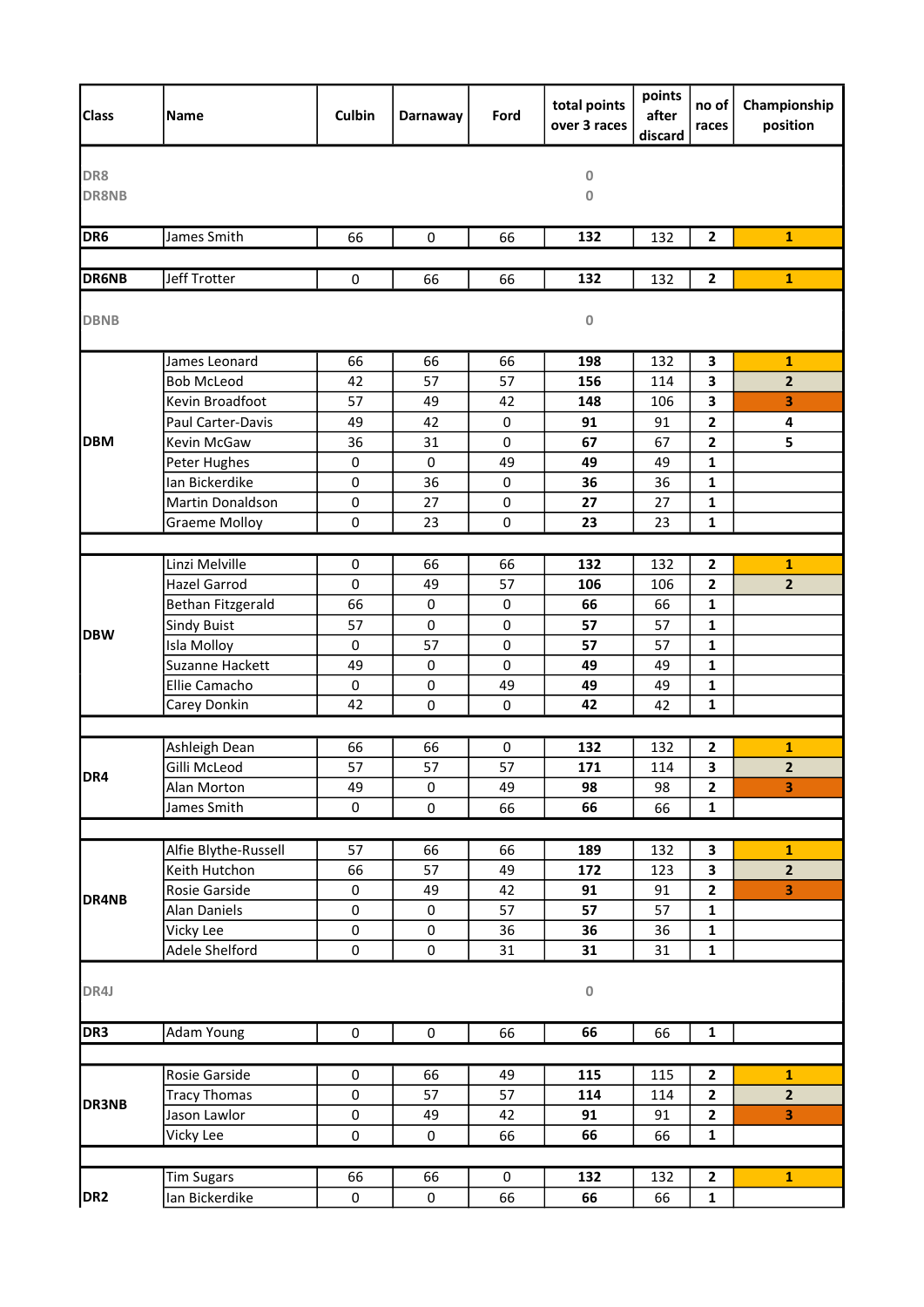| Class | Name | Culbin | Darnaway | Ford | total points over 3 races | points after discard | no of races | Championship position |
|---|---|---|---|---|---|---|---|---|
| DR8 | | | | | 0 | | | |
| DR8NB | | | | | 0 | | | |
| DR6 | James Smith | 66 | 0 | 66 | **132** | 132 | **2** | **1** |
| | | | | | | | | |
| DR6NB | Jeff Trotter | 0 | 66 | 66 | **132** | 132 | **2** | **1** |
| DBNB | | | | | 0 | | | |
| DBM | James Leonard | 66 | 66 | 66 | **198** | 132 | **3** | **1** |
| | Bob McLeod | 42 | 57 | 57 | **156** | 114 | **3** | **2** |
| | Kevin Broadfoot | 57 | 49 | 42 | **148** | 106 | **3** | **3** |
| | Paul Carter-Davis | 49 | 42 | 0 | **91** | 91 | **2** | **4** |
| | Kevin McGaw | 36 | 31 | 0 | **67** | 67 | **2** | **5** |
| | Peter Hughes | 0 | 0 | 49 | **49** | 49 | **1** | |
| | Ian Bickerdike | 0 | 36 | 0 | **36** | 36 | **1** | |
| | Martin Donaldson | 0 | 27 | 0 | **27** | 27 | **1** | |
| | Graeme Molloy | 0 | 23 | 0 | **23** | 23 | **1** | |
| | | | | | | | | |
| DBW | Linzi Melville | 0 | 66 | 66 | **132** | 132 | **2** | **1** |
| | Hazel Garrod | 0 | 49 | 57 | **106** | 106 | **2** | **2** |
| | Bethan Fitzgerald | 66 | 0 | 0 | **66** | 66 | **1** | |
| | Sindy Buist | 57 | 0 | 0 | **57** | 57 | **1** | |
| | Isla Molloy | 0 | 57 | 0 | **57** | 57 | **1** | |
| | Suzanne Hackett | 49 | 0 | 0 | **49** | 49 | **1** | |
| | Ellie Camacho | 0 | 0 | 49 | **49** | 49 | **1** | |
| | Carey Donkin | 42 | 0 | 0 | **42** | 42 | **1** | |
| | | | | | | | | |
| DR4 | Ashleigh Dean | 66 | 66 | 0 | **132** | 132 | **2** | **1** |
| | Gilli McLeod | 57 | 57 | 57 | **171** | 114 | **3** | **2** |
| | Alan Morton | 49 | 0 | 49 | **98** | 98 | **2** | **3** |
| | James Smith | 0 | 0 | 66 | **66** | 66 | **1** | |
| | | | | | | | | |
| DR4NB | Alfie Blythe-Russell | 57 | 66 | 66 | **189** | 132 | **3** | **1** |
| | Keith Hutchon | 66 | 57 | 49 | **172** | 123 | **3** | **2** |
| | Rosie Garside | 0 | 49 | 42 | **91** | 91 | **2** | **3** |
| | Alan Daniels | 0 | 0 | 57 | **57** | 57 | **1** | |
| | Vicky Lee | 0 | 0 | 36 | **36** | 36 | **1** | |
| | Adele Shelford | 0 | 0 | 31 | **31** | 31 | **1** | |
| DR4J | | | | | 0 | | | |
| DR3 | Adam Young | 0 | 0 | 66 | **66** | 66 | **1** | |
| | | | | | | | | |
| DR3NB | Rosie Garside | 0 | 66 | 49 | **115** | 115 | **2** | **1** |
| | Tracy Thomas | 0 | 57 | 57 | **114** | 114 | **2** | **2** |
| | Jason Lawlor | 0 | 49 | 42 | **91** | 91 | **2** | **3** |
| | Vicky Lee | 0 | 0 | 66 | **66** | 66 | **1** | |
| | | | | | | | | |
| DR2 | Tim Sugars | 66 | 66 | 0 | **132** | 132 | **2** | **1** |
| | Ian Bickerdike | 0 | 0 | 66 | **66** | 66 | **1** | |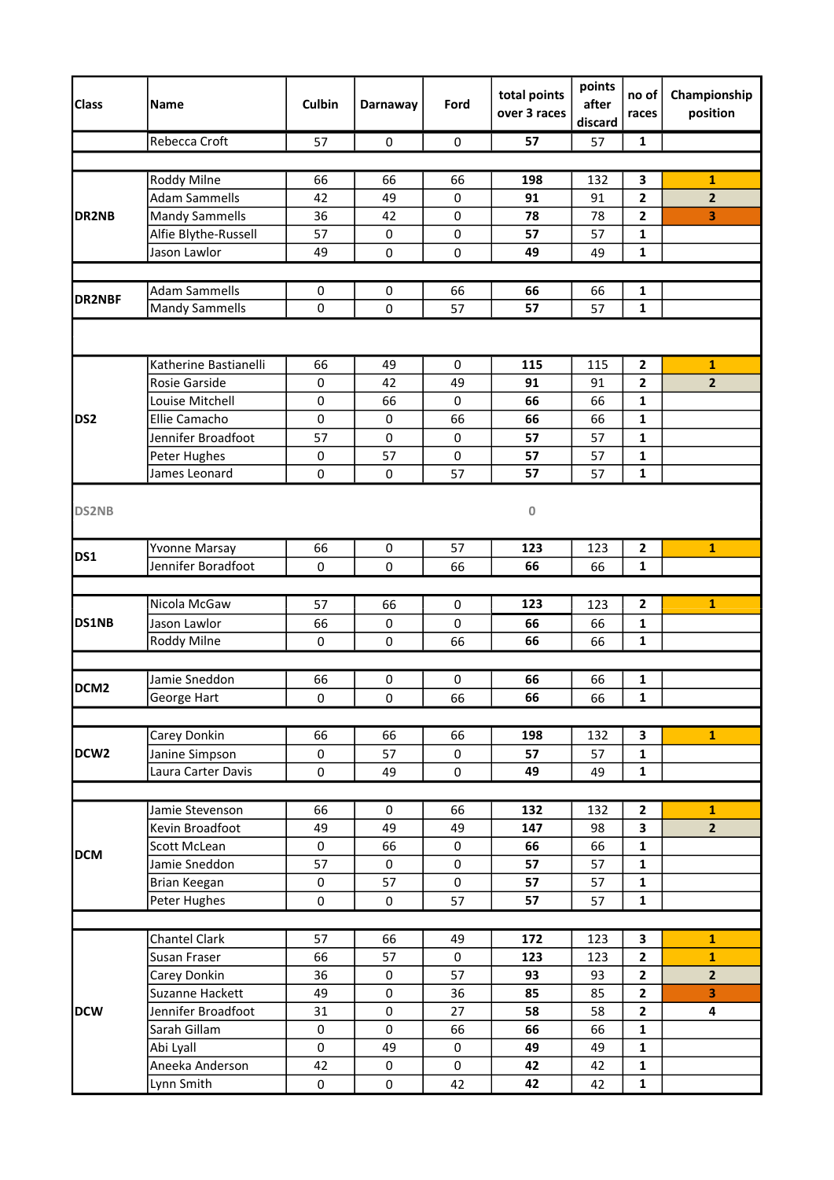| Class | Name | Culbin | Darnaway | Ford | total points over 3 races | points after discard | no of races | Championship position |
|---|---|---|---|---|---|---|---|---|
| | Rebecca Croft | 57 | 0 | 0 | **57** | 57 | **1** | |
| | | | | | | | | |
| **DR2NB** | Roddy Milne | 66 | 66 | 66 | **198** | 132 | **3** | **1** |
| | Adam Sammells | 42 | 49 | 0 | **91** | 91 | **2** | **2** |
| | Mandy Sammells | 36 | 42 | 0 | **78** | 78 | **2** | **3** |
| | Alfie Blythe-Russell | 57 | 0 | 0 | **57** | 57 | **1** | |
| | Jason Lawlor | 49 | 0 | 0 | **49** | 49 | **1** | |
| | | | | | | | | |
| **DR2NBF** | Adam Sammells | 0 | 0 | 66 | **66** | 66 | **1** | |
| | Mandy Sammells | 0 | 0 | 57 | **57** | 57 | **1** | |
| | | | | | | | | |
| **DS2** | Katherine Bastianelli | 66 | 49 | 0 | **115** | 115 | **2** | **1** |
| | Rosie Garside | 0 | 42 | 49 | **91** | 91 | **2** | **2** |
| | Louise Mitchell | 0 | 66 | 0 | **66** | 66 | **1** | |
| | Ellie Camacho | 0 | 0 | 66 | **66** | 66 | **1** | |
| | Jennifer Broadfoot | 57 | 0 | 0 | **57** | 57 | **1** | |
| | Peter Hughes | 0 | 57 | 0 | **57** | 57 | **1** | |
| | James Leonard | 0 | 0 | 57 | **57** | 57 | **1** | |
| **DS2NB** | | | | | **0** | | | |
| **DS1** | Yvonne Marsay | 66 | 0 | 57 | **123** | 123 | **2** | **1** |
| | Jennifer Boradfoot | 0 | 0 | 66 | **66** | 66 | **1** | |
| | | | | | | | | |
| **DS1NB** | Nicola McGaw | 57 | 66 | 0 | **123** | 123 | **2** | **1** |
| | Jason Lawlor | 66 | 0 | 0 | **66** | 66 | **1** | |
| | Roddy Milne | 0 | 0 | 66 | **66** | 66 | **1** | |
| | | | | | | | | |
| **DCM2** | Jamie Sneddon | 66 | 0 | 0 | **66** | 66 | **1** | |
| | George Hart | 0 | 0 | 66 | **66** | 66 | **1** | |
| | | | | | | | | |
| **DCW2** | Carey Donkin | 66 | 66 | 66 | **198** | 132 | **3** | **1** |
| | Janine Simpson | 0 | 57 | 0 | **57** | 57 | **1** | |
| | Laura Carter Davis | 0 | 49 | 0 | **49** | 49 | **1** | |
| | | | | | | | | |
| **DCM** | Jamie Stevenson | 66 | 0 | 66 | **132** | 132 | **2** | **1** |
| | Kevin Broadfoot | 49 | 49 | 49 | **147** | 98 | **3** | **2** |
| | Scott McLean | 0 | 66 | 0 | **66** | 66 | **1** | |
| | Jamie Sneddon | 57 | 0 | 0 | **57** | 57 | **1** | |
| | Brian Keegan | 0 | 57 | 0 | **57** | 57 | **1** | |
| | Peter Hughes | 0 | 0 | 57 | **57** | 57 | **1** | |
| | | | | | | | | |
| **DCW** | Chantel Clark | 57 | 66 | 49 | **172** | 123 | **3** | **1** |
| | Susan Fraser | 66 | 57 | 0 | **123** | 123 | **2** | **1** |
| | Carey Donkin | 36 | 0 | 57 | **93** | 93 | **2** | **2** |
| | Suzanne Hackett | 49 | 0 | 36 | **85** | 85 | **2** | **3** |
| | Jennifer Broadfoot | 31 | 0 | 27 | **58** | 58 | **2** | **4** |
| | Sarah Gillam | 0 | 0 | 66 | **66** | 66 | **1** | |
| | Abi Lyall | 0 | 49 | 0 | **49** | 49 | **1** | |
| | Aneeka Anderson | 42 | 0 | 0 | **42** | 42 | **1** | |
| | Lynn Smith | 0 | 0 | 42 | **42** | 42 | **1** | |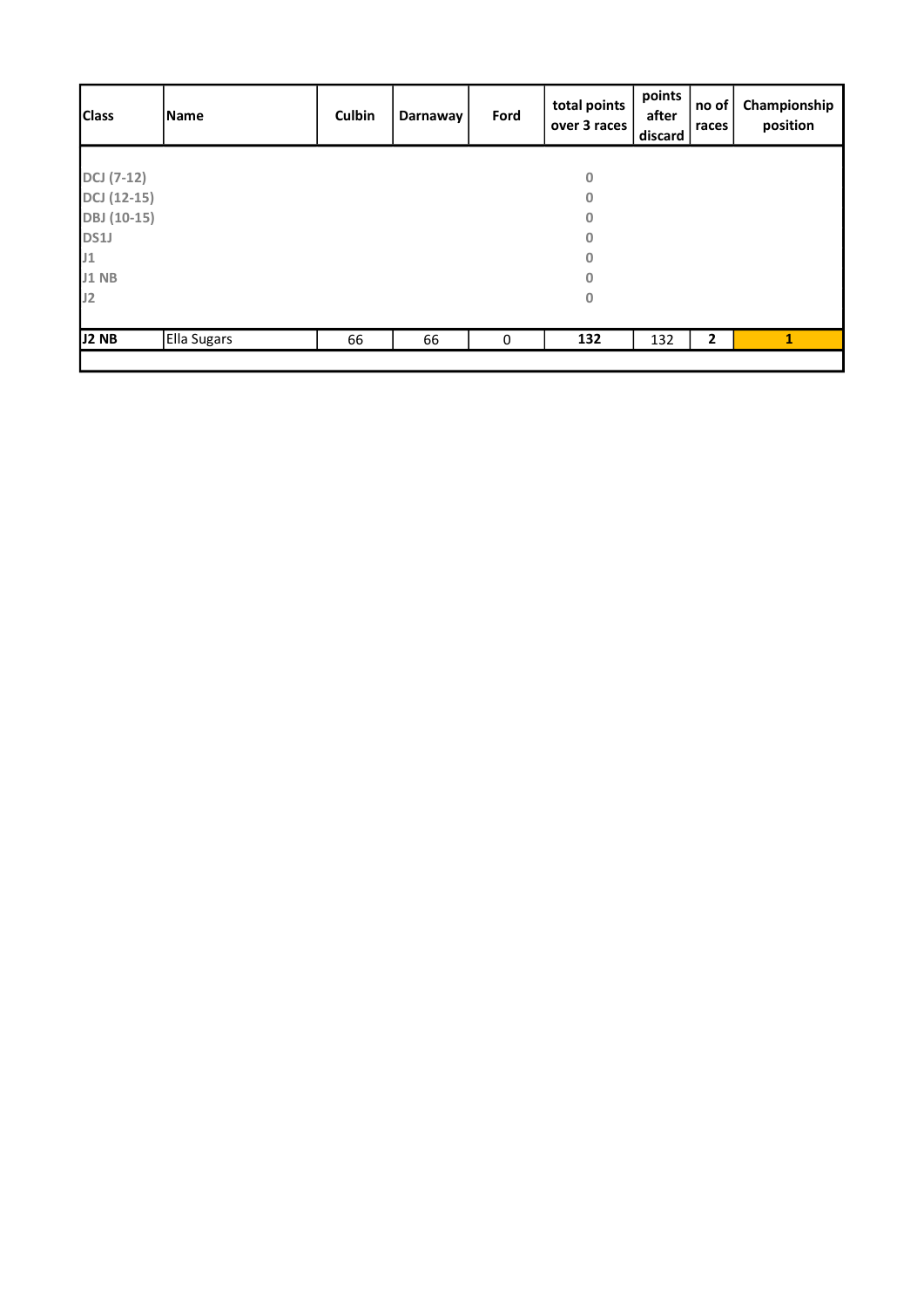| Class | Name | Culbin | Darnaway | Ford | total points over 3 races | points after discard | no of races | Championship position |
|---|---|---|---|---|---|---|---|---|
| DCJ (7-12) | | | | | 0 | | | |
| DCJ (12-15) | | | | | 0 | | | |
| DBJ (10-15) | | | | | 0 | | | |
| DS1J | | | | | 0 | | | |
| J1 | | | | | 0 | | | |
| J1 NB | | | | | 0 | | | |
| J2 | | | | | 0 | | | |
| **J2 NB** | Ella Sugars | 66 | 66 | 0 | **132** | 132 | **2** | **1** |